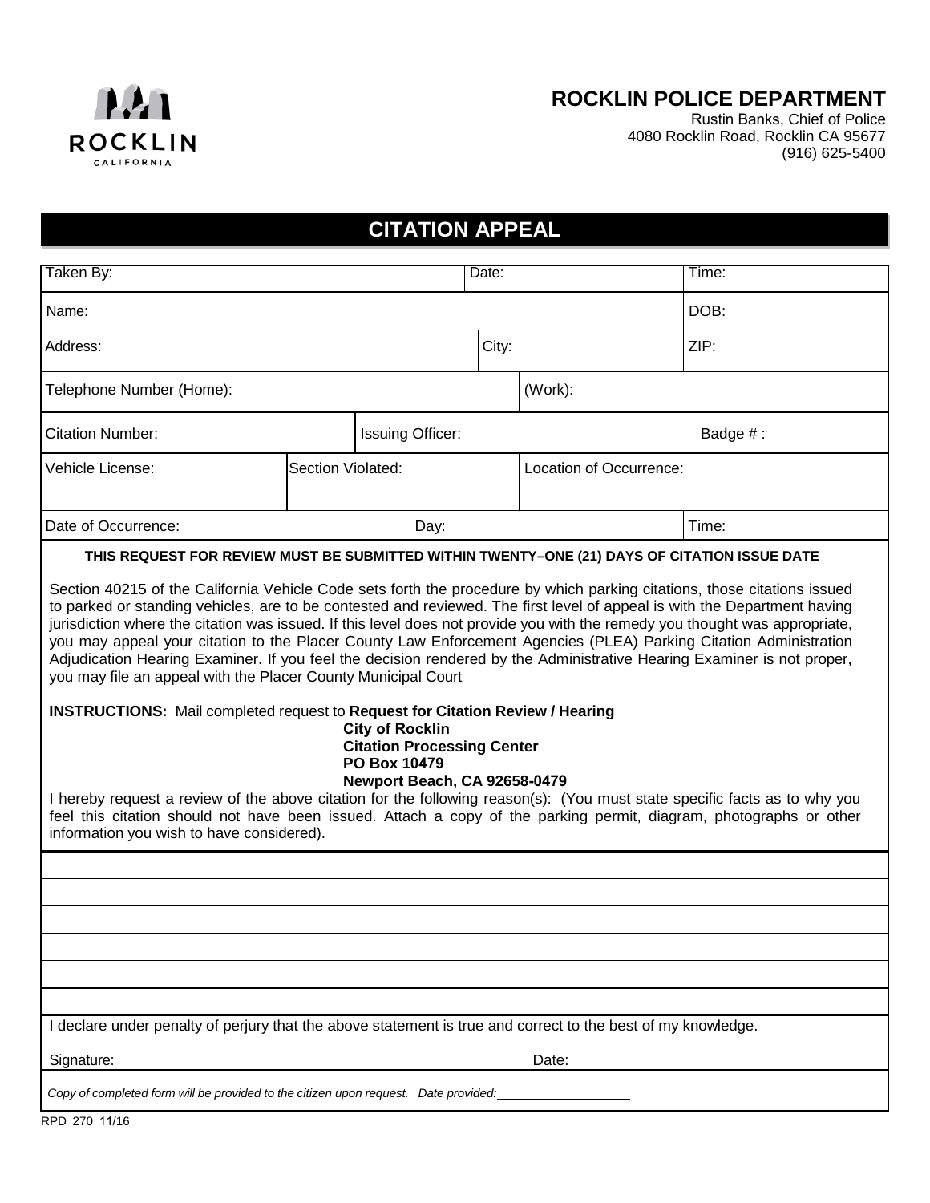ROCKLIN
CALIFORNIA

## ROCKLIN POLICE DEPARTMENT

Rustin Banks, Chief of Police
4080 Rocklin Road, Rocklin CA 95677
(916) 625-5400

# CITATION APPEAL

| Taken By: | | | Date: | | Time: |
|---|---|---|---|---|---|
| Name: | | | | | DOB: |
| Address: | | | City: | | ZIP: |
| Telephone Number (Home): | | | (Work): | | |
| Citation Number: | Issuing Officer: | | | | Badge # : |
| Vehicle License: | Section Violated: | | Location of Occurrence: | | |
| Date of Occurrence: | | Day: | | | Time: |

**THIS REQUEST FOR REVIEW MUST BE SUBMITTED WITHIN TWENTY–ONE (21) DAYS OF CITATION ISSUE DATE**

Section 40215 of the California Vehicle Code sets forth the procedure by which parking citations, those citations issued to parked or standing vehicles, are to be contested and reviewed. The first level of appeal is with the Department having jurisdiction where the citation was issued. If this level does not provide you with the remedy you thought was appropriate, you may appeal your citation to the Placer County Law Enforcement Agencies (PLEA) Parking Citation Administration Adjudication Hearing Examiner. If you feel the decision rendered by the Administrative Hearing Examiner is not proper, you may file an appeal with the Placer County Municipal Court

**INSTRUCTIONS:** Mail completed request to **Request for Citation Review / Hearing**
**City of Rocklin**
**Citation Processing Center**
**PO Box 10479**
**Newport Beach, CA 92658-0479**

I hereby request a review of the above citation for the following reason(s): (You must state specific facts as to why you feel this citation should not have been issued. Attach a copy of the parking permit, diagram, photographs or other information you wish to have considered).

\_\_\_\_\_\_\_\_\_\_\_\_\_\_\_\_\_\_\_\_\_\_\_\_\_\_\_\_\_\_\_\_\_\_\_\_\_\_\_\_\_\_\_\_\_\_\_\_\_\_\_\_\_\_\_\_\_\_\_\_

\_\_\_\_\_\_\_\_\_\_\_\_\_\_\_\_\_\_\_\_\_\_\_\_\_\_\_\_\_\_\_\_\_\_\_\_\_\_\_\_\_\_\_\_\_\_\_\_\_\_\_\_\_\_\_\_\_\_\_\_

\_\_\_\_\_\_\_\_\_\_\_\_\_\_\_\_\_\_\_\_\_\_\_\_\_\_\_\_\_\_\_\_\_\_\_\_\_\_\_\_\_\_\_\_\_\_\_\_\_\_\_\_\_\_\_\_\_\_\_\_

\_\_\_\_\_\_\_\_\_\_\_\_\_\_\_\_\_\_\_\_\_\_\_\_\_\_\_\_\_\_\_\_\_\_\_\_\_\_\_\_\_\_\_\_\_\_\_\_\_\_\_\_\_\_\_\_\_\_\_\_

\_\_\_\_\_\_\_\_\_\_\_\_\_\_\_\_\_\_\_\_\_\_\_\_\_\_\_\_\_\_\_\_\_\_\_\_\_\_\_\_\_\_\_\_\_\_\_\_\_\_\_\_\_\_\_\_\_\_\_\_

\_\_\_\_\_\_\_\_\_\_\_\_\_\_\_\_\_\_\_\_\_\_\_\_\_\_\_\_\_\_\_\_\_\_\_\_\_\_\_\_\_\_\_\_\_\_\_\_\_\_\_\_\_\_\_\_\_\_\_\_

I declare under penalty of perjury that the above statement is true and correct to the best of my knowledge.

Signature: \_\_\_\_\_\_\_\_\_\_\_\_\_\_\_\_\_\_\_\_ Date: \_\_\_\_\_\_\_\_\_\_\_\_\_\_\_\_\_\_\_\_

*Copy of completed form will be provided to the citizen upon request. Date provided:* \_\_\_\_\_\_\_\_\_\_\_\_\_\_\_\_\_\_

RPD 270 11/16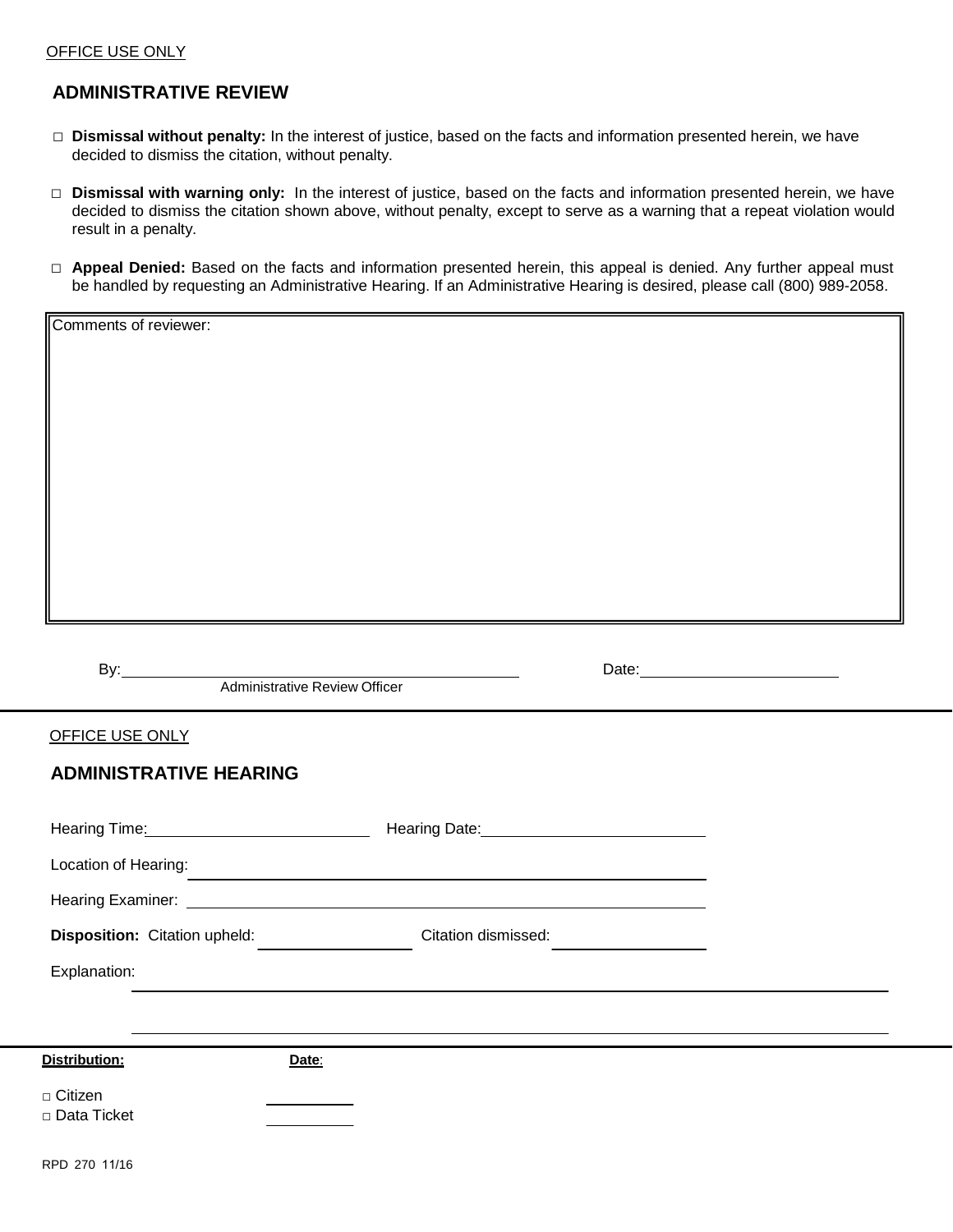OFFICE USE ONLY

## ADMINISTRATIVE REVIEW

□ **Dismissal without penalty:** In the interest of justice, based on the facts and information presented herein, we have decided to dismiss the citation, without penalty.

□ **Dismissal with warning only:** In the interest of justice, based on the facts and information presented herein, we have decided to dismiss the citation shown above, without penalty, except to serve as a warning that a repeat violation would result in a penalty.

□ **Appeal Denied:** Based on the facts and information presented herein, this appeal is denied. Any further appeal must be handled by requesting an Administrative Hearing. If an Administrative Hearing is desired, please call (800) 989-2058.

Comments of reviewer:

By: ______________________________ Date: ____________________
Administrative Review Officer

OFFICE USE ONLY

## ADMINISTRATIVE HEARING

Hearing Time: ____________________ Hearing Date: ____________________

Location of Hearing: ________________________________________

Hearing Examiner: ________________________________________

**Disposition:** Citation upheld: ______________ Citation dismissed: ______________

Explanation: ________________________________________

________________________________________

**Distribution:** **Date**:

□ Citizen __________

□ Data Ticket __________

RPD 270 11/16